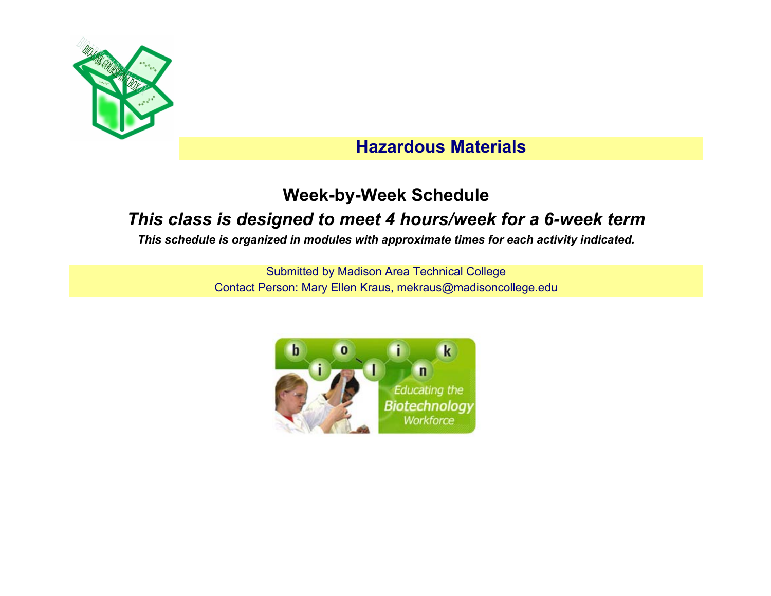# Hazardous Materials

## Week-by-Week Schedule

### *This class is designed to meet 4 hours/week for a 6-week term*

***This schedule is organized in modules with approximate times for each activity indicated.***

Submitted by Madison Area Technical College
Contact Person: Mary Ellen Kraus, mekraus@madisoncollege.edu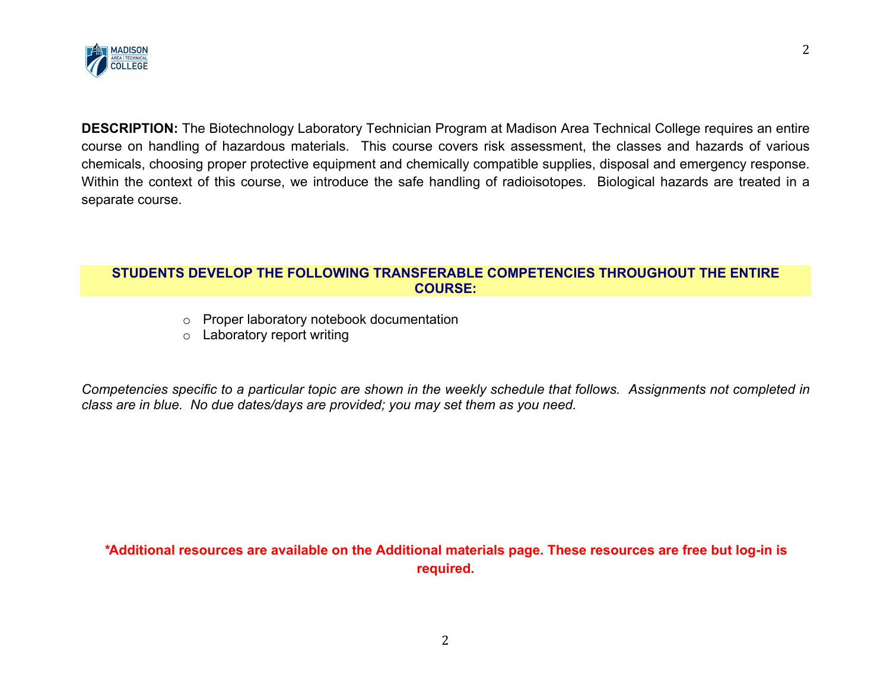**DESCRIPTION:** The Biotechnology Laboratory Technician Program at Madison Area Technical College requires an entire course on handling of hazardous materials. This course covers risk assessment, the classes and hazards of various chemicals, choosing proper protective equipment and chemically compatible supplies, disposal and emergency response. Within the context of this course, we introduce the safe handling of radioisotopes. Biological hazards are treated in a separate course.

## STUDENTS DEVELOP THE FOLLOWING TRANSFERABLE COMPETENCIES THROUGHOUT THE ENTIRE COURSE:

- Proper laboratory notebook documentation
- Laboratory report writing

*Competencies specific to a particular topic are shown in the weekly schedule that follows. Assignments not completed in class are in blue. No due dates/days are provided; you may set them as you need.*

**\*Additional resources are available on the Additional materials page. These resources are free but log-in is required.**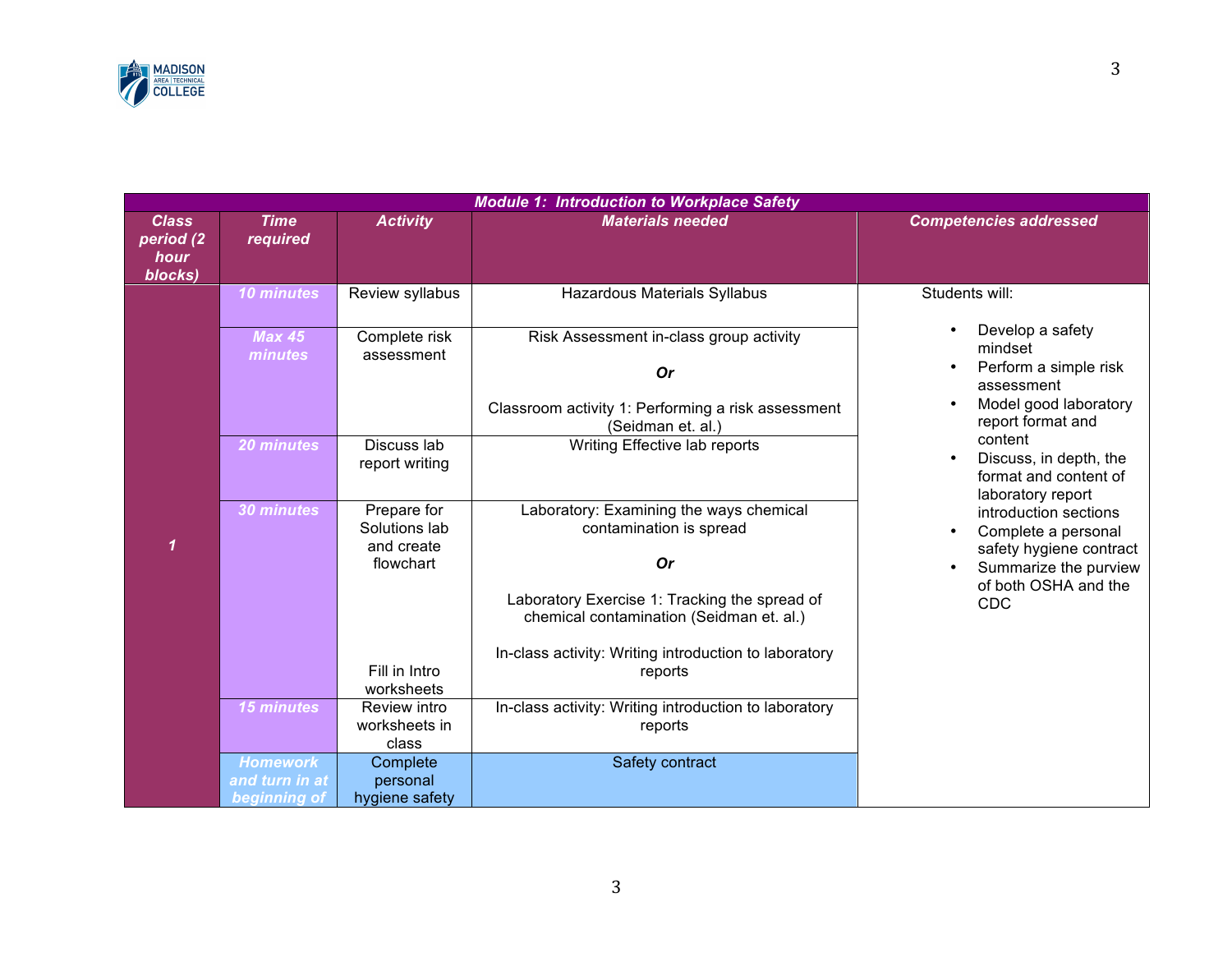| ***Module 1: Introduction to Workplace Safety*** | | | | |
|---|---|---|---|---|
| ***Class period (2 hour blocks)*** | ***Time required*** | ***Activity*** | ***Materials needed*** | ***Competencies addressed*** |
| ***1*** | ***10 minutes*** | Review syllabus | Hazardous Materials Syllabus | Students will:<br>• Develop a safety mindset<br>• Perform a simple risk assessment<br>• Model good laboratory report format and content<br>• Discuss, in depth, the format and content of laboratory report introduction sections<br>• Complete a personal safety hygiene contract<br>• Summarize the purview of both OSHA and the CDC |
| | ***Max 45 minutes*** | Complete risk assessment | Risk Assessment in-class group activity<br>***Or***<br>Classroom activity 1: Performing a risk assessment (Seidman et. al.) | |
| | ***20 minutes*** | Discuss lab report writing | Writing Effective lab reports | |
| | ***30 minutes*** | Prepare for Solutions lab and create flowchart<br><br>Fill in Intro worksheets | Laboratory: Examining the ways chemical contamination is spread<br>***Or***<br>Laboratory Exercise 1: Tracking the spread of chemical contamination (Seidman et. al.)<br><br>In-class activity: Writing introduction to laboratory reports | |
| | ***15 minutes*** | Review intro worksheets in class | In-class activity: Writing introduction to laboratory reports | |
| | ***Homework and turn in at beginning of*** | Complete personal hygiene safety | Safety contract | |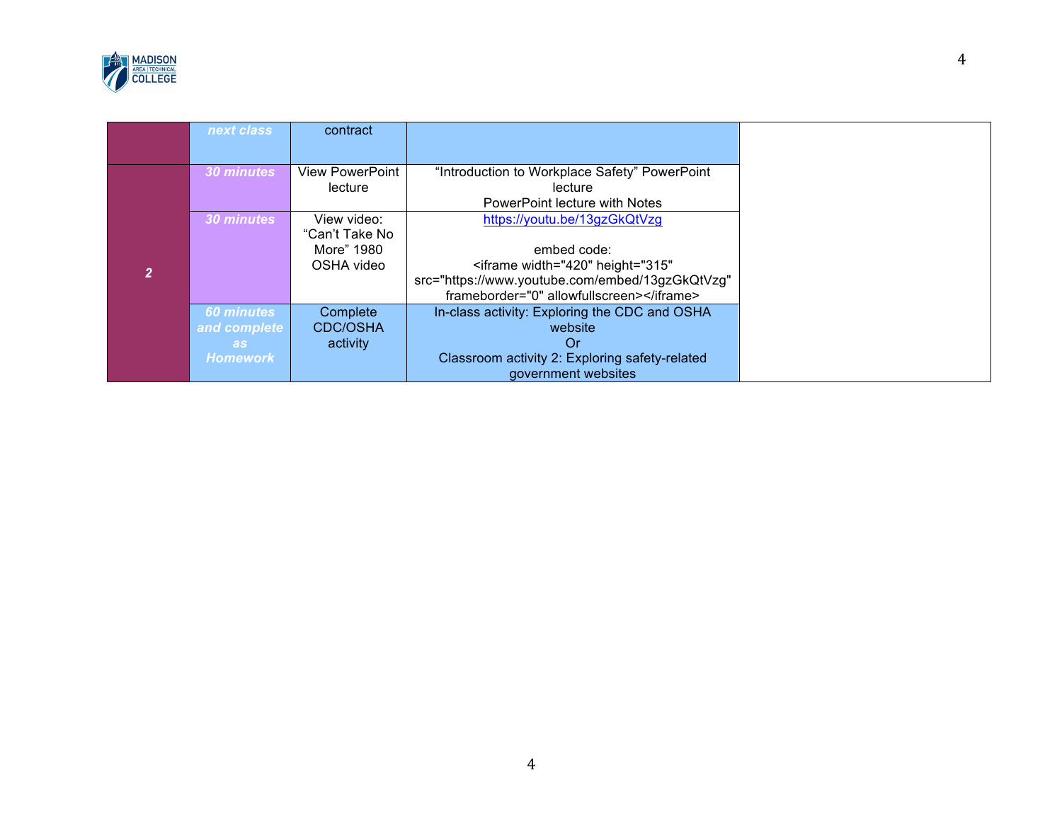| | | | | |
|---|---|---|---|---|
| | *next class* | contract | | |
| 2 | *30 minutes* | View PowerPoint lecture | "Introduction to Workplace Safety" PowerPoint lecture<br>PowerPoint lecture with Notes | |
| | *30 minutes* | View video: "Can't Take No More" 1980 OSHA video | https://youtu.be/13gzGkQtVzg<br><br>embed code:<br>`<iframe width="420" height="315" src="https://www.youtube.com/embed/13gzGkQtVzg" frameborder="0" allowfullscreen></iframe>` | |
| | *60 minutes and complete as Homework* | Complete CDC/OSHA activity | In-class activity: Exploring the CDC and OSHA website<br>Or<br>Classroom activity 2: Exploring safety-related government websites | |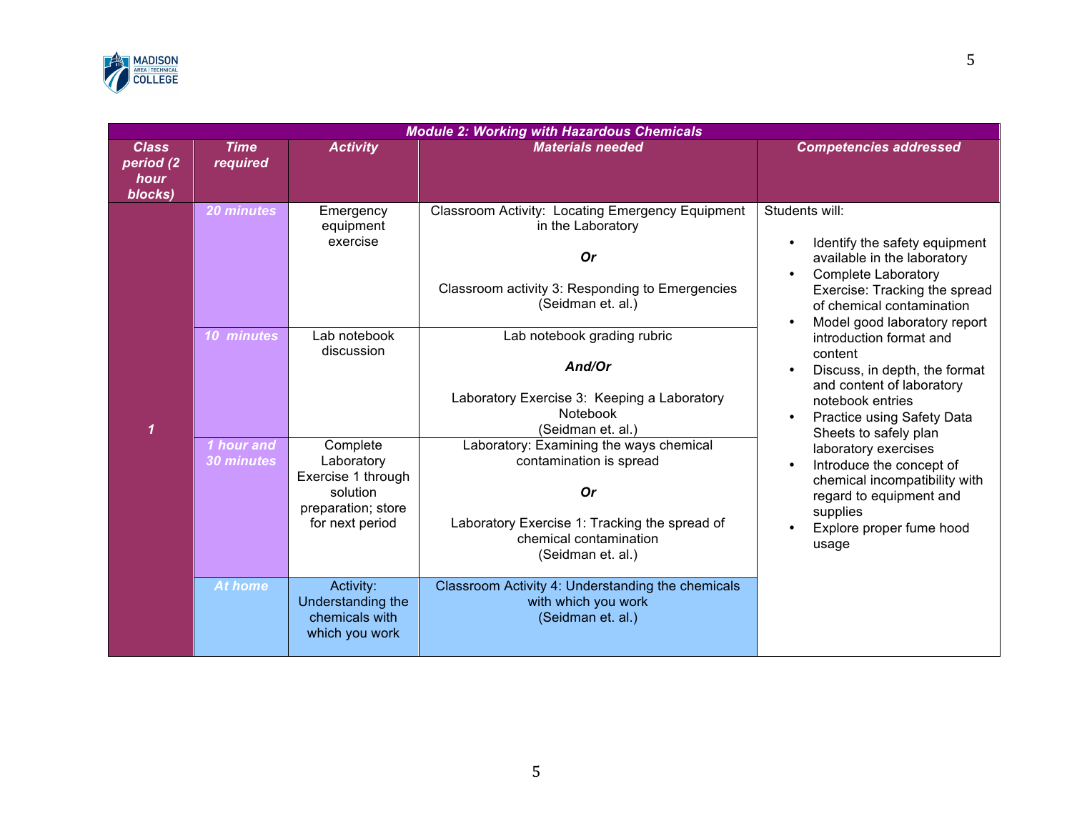| Module 2: Working with Hazardous Chemicals | | | | |
|---|---|---|---|---|
| ***Class period (2 hour blocks)*** | ***Time required*** | ***Activity*** | ***Materials needed*** | ***Competencies addressed*** |
| ***1*** | ***20 minutes*** | Emergency equipment exercise | Classroom Activity: Locating Emergency Equipment in the Laboratory<br><br>***Or***<br><br>Classroom activity 3: Responding to Emergencies (Seidman et. al.) | Students will:<br><br>• Identify the safety equipment available in the laboratory<br>• Complete Laboratory Exercise: Tracking the spread of chemical contamination<br>• Model good laboratory report introduction format and content<br>• Discuss, in depth, the format and content of laboratory notebook entries<br>• Practice using Safety Data Sheets to safely plan laboratory exercises<br>• Introduce the concept of chemical incompatibility with regard to equipment and supplies<br>• Explore proper fume hood usage |
| | ***10 minutes*** | Lab notebook discussion | Lab notebook grading rubric<br><br>***And/Or***<br><br>Laboratory Exercise 3: Keeping a Laboratory Notebook<br>(Seidman et. al.) | |
| | ***1 hour and 30 minutes*** | Complete Laboratory Exercise 1 through solution preparation; store for next period | Laboratory: Examining the ways chemical contamination is spread<br><br>***Or***<br><br>Laboratory Exercise 1: Tracking the spread of chemical contamination<br>(Seidman et. al.) | |
| | ***At home*** | Activity: Understanding the chemicals with which you work | Classroom Activity 4: Understanding the chemicals with which you work<br>(Seidman et. al.) | |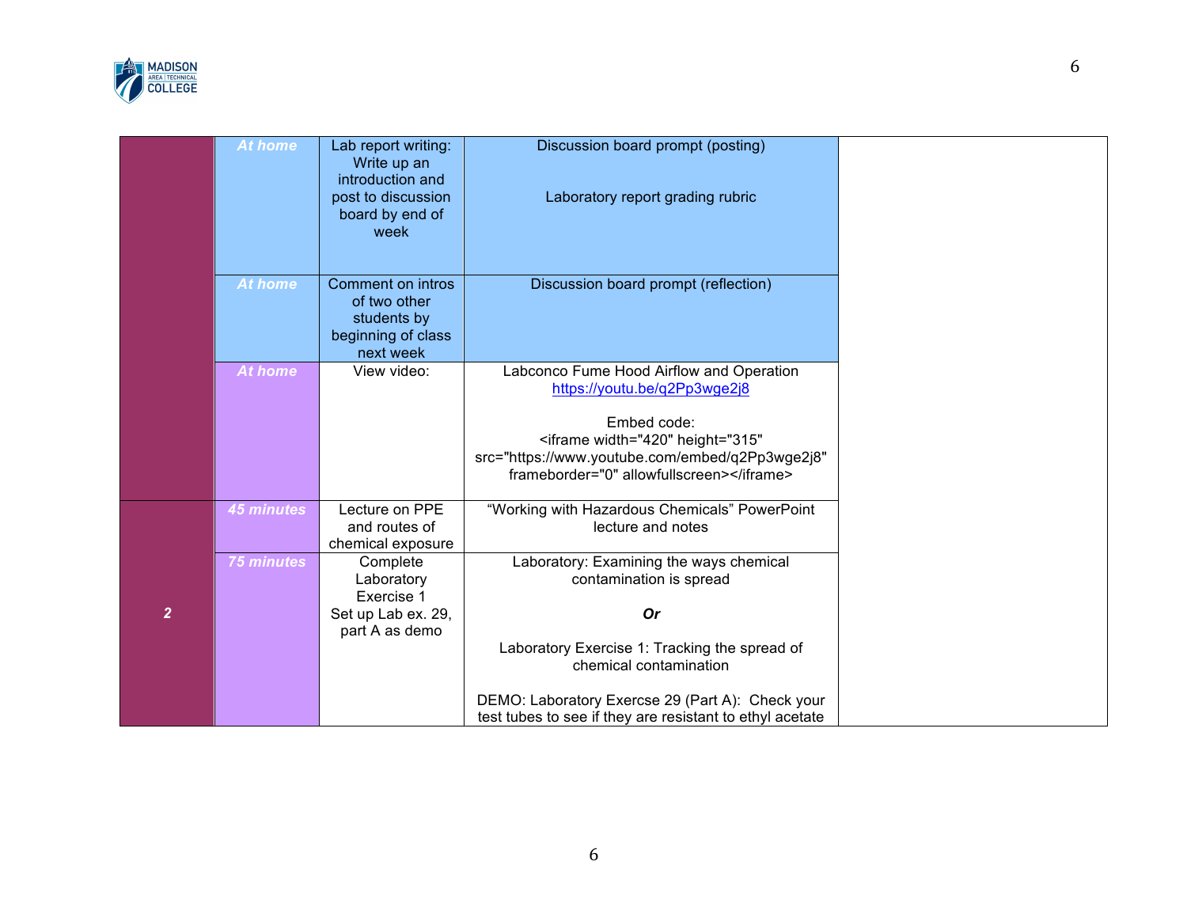| | | | | |
|---|---|---|---|---|
| | At home | Lab report writing: Write up an introduction and post to discussion board by end of week | Discussion board prompt (posting)<br><br>Laboratory report grading rubric | |
| | At home | Comment on intros of two other students by beginning of class next week | Discussion board prompt (reflection) | |
| | At home | View video: | Labconco Fume Hood Airflow and Operation https://youtu.be/q2Pp3wge2j8<br><br>Embed code:<br>`<iframe width="420" height="315" src="https://www.youtube.com/embed/q2Pp3wge2j8" frameborder="0" allowfullscreen></iframe>` | |
| 2 | 45 minutes | Lecture on PPE and routes of chemical exposure | "Working with Hazardous Chemicals" PowerPoint lecture and notes | |
| | 75 minutes | Complete Laboratory Exercise 1<br>Set up Lab ex. 29, part A as demo | Laboratory: Examining the ways chemical contamination is spread<br><br>***Or***<br><br>Laboratory Exercise 1: Tracking the spread of chemical contamination<br><br>DEMO: Laboratory Exercse 29 (Part A): Check your test tubes to see if they are resistant to ethyl acetate | |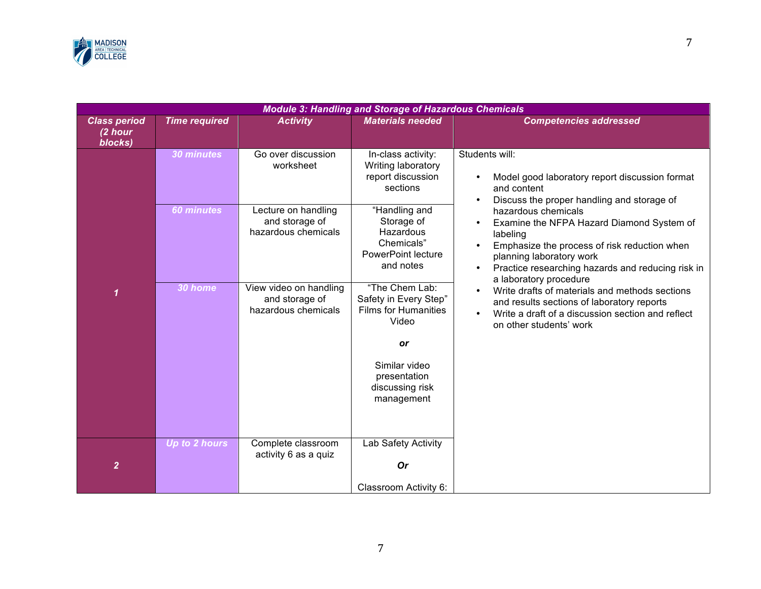| Module 3: Handling and Storage of Hazardous Chemicals | | | | |
|---|---|---|---|---|
| ***Class period (2 hour blocks)*** | ***Time required*** | ***Activity*** | ***Materials needed*** | ***Competencies addressed*** |
| ***1*** | ***30 minutes*** | Go over discussion worksheet | In-class activity: Writing laboratory report discussion sections | Students will:<br><br>• Model good laboratory report discussion format and content<br>• Discuss the proper handling and storage of hazardous chemicals<br>• Examine the NFPA Hazard Diamond System of labeling<br>• Emphasize the process of risk reduction when planning laboratory work<br>• Practice researching hazards and reducing risk in a laboratory procedure<br>• Write drafts of materials and methods sections and results sections of laboratory reports<br>• Write a draft of a discussion section and reflect on other students' work |
| | ***60 minutes*** | Lecture on handling and storage of hazardous chemicals | "Handling and Storage of Hazardous Chemicals" PowerPoint lecture and notes | |
| | ***30 home*** | View video on handling and storage of hazardous chemicals | "The Chem Lab: Safety in Every Step" Films for Humanities Video<br><br>***or***<br><br>Similar video presentation discussing risk management | |
| ***2*** | ***Up to 2 hours*** | Complete classroom activity 6 as a quiz | Lab Safety Activity<br><br>***Or***<br><br>Classroom Activity 6: | |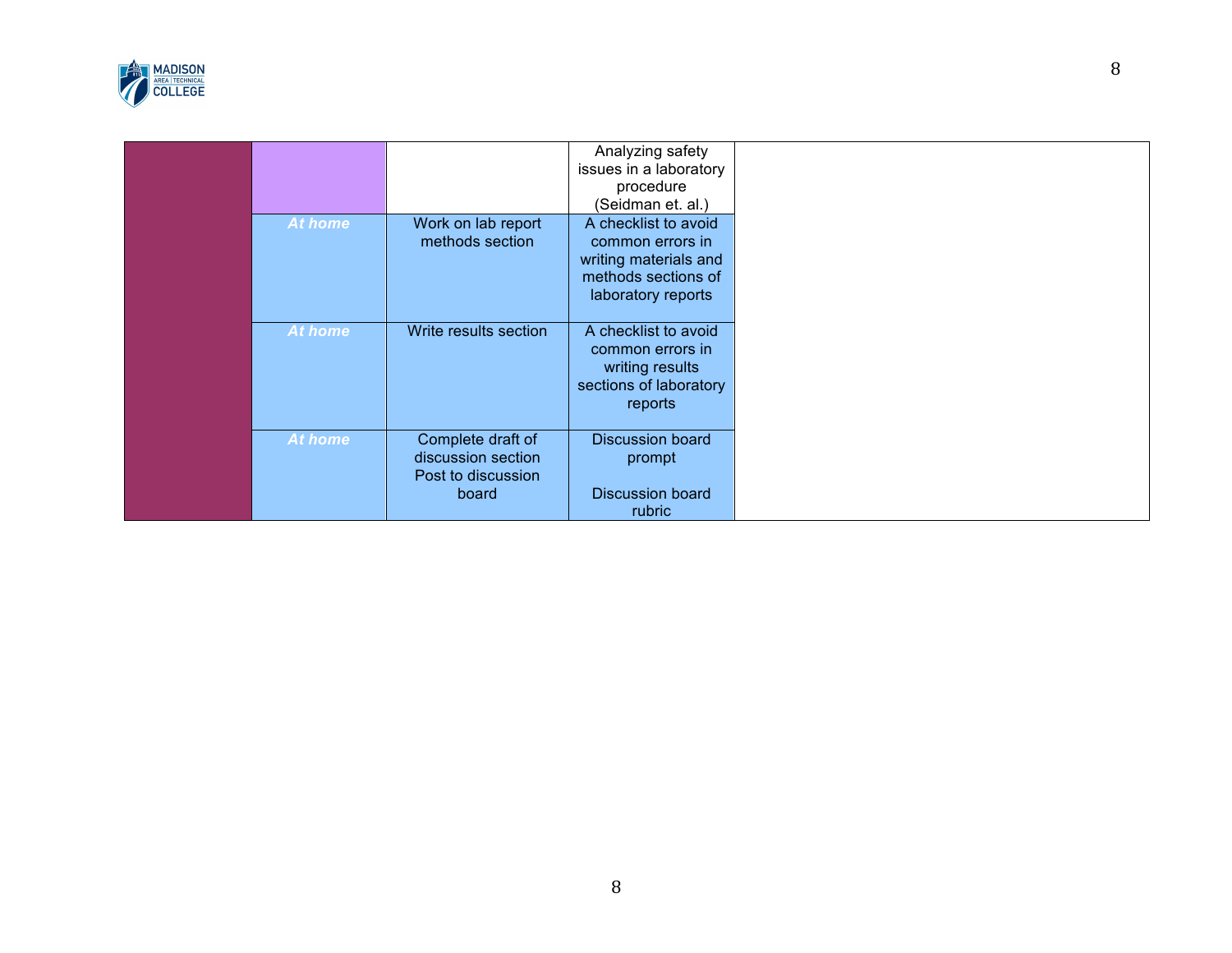| | | | | |
|---|---|---|---|---|
| | | | Analyzing safety issues in a laboratory procedure (Seidman et. al.) | |
| | *At home* | Work on lab report methods section | A checklist to avoid common errors in writing materials and methods sections of laboratory reports | |
| | *At home* | Write results section | A checklist to avoid common errors in writing results sections of laboratory reports | |
| | *At home* | Complete draft of discussion section Post to discussion board | Discussion board prompt<br><br>Discussion board rubric | |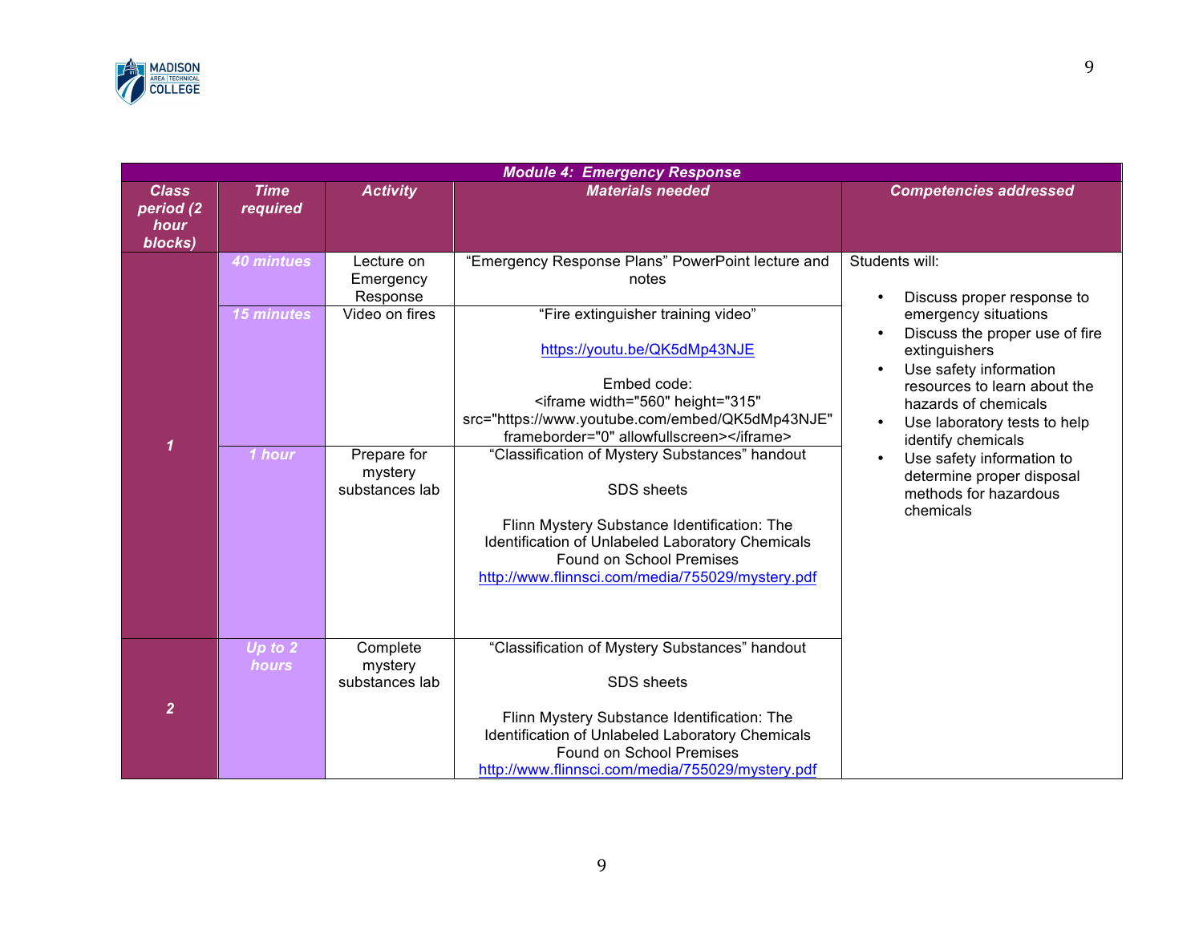| **Module 4: Emergency Response** | | | | |
|---|---|---|---|---|
| **Class period (2 hour blocks)** | **Time required** | **Activity** | **Materials needed** | **Competencies addressed** |
| **1** | **40 mintues** | Lecture on Emergency Response | "Emergency Response Plans" PowerPoint lecture and notes | Students will:<br>• Discuss proper response to emergency situations<br>• Discuss the proper use of fire extinguishers<br>• Use safety information resources to learn about the hazards of chemicals<br>• Use laboratory tests to help identify chemicals<br>• Use safety information to determine proper disposal methods for hazardous chemicals |
| | **15 minutes** | Video on fires | "Fire extinguisher training video"<br><br>https://youtu.be/QK5dMp43NJE<br><br>Embed code:<br>`<iframe width="560" height="315" src="https://www.youtube.com/embed/QK5dMp43NJE" frameborder="0" allowfullscreen></iframe>` | |
| | **1 hour** | Prepare for mystery substances lab | "Classification of Mystery Substances" handout<br><br>SDS sheets<br><br>Flinn Mystery Substance Identification: The Identification of Unlabeled Laboratory Chemicals Found on School Premises<br>http://www.flinnsci.com/media/755029/mystery.pdf | |
| **2** | **Up to 2 hours** | Complete mystery substances lab | "Classification of Mystery Substances" handout<br><br>SDS sheets<br><br>Flinn Mystery Substance Identification: The Identification of Unlabeled Laboratory Chemicals Found on School Premises<br>http://www.flinnsci.com/media/755029/mystery.pdf | |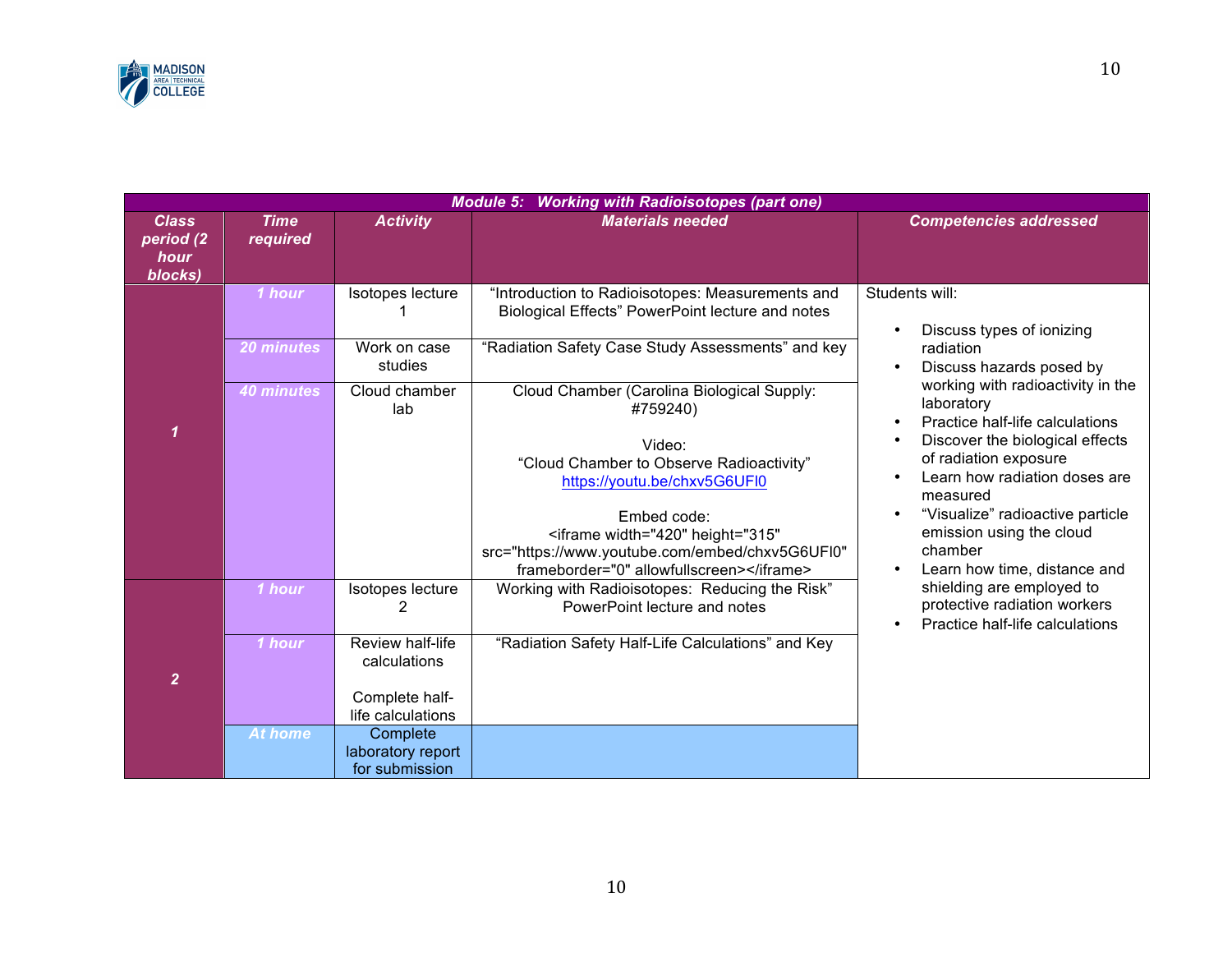| Module 5: Working with Radioisotopes (part one) | | | | |
|---|---|---|---|---|
| **Class period (2 hour blocks)** | **Time required** | **Activity** | **Materials needed** | **Competencies addressed** |
| 1 | 1 hour | Isotopes lecture 1 | "Introduction to Radioisotopes: Measurements and Biological Effects" PowerPoint lecture and notes | Students will:<br>• Discuss types of ionizing radiation<br>• Discuss hazards posed by working with radioactivity in the laboratory<br>• Practice half-life calculations<br>• Discover the biological effects of radiation exposure<br>• Learn how radiation doses are measured<br>• "Visualize" radioactive particle emission using the cloud chamber<br>• Learn how time, distance and shielding are employed to protective radiation workers<br>• Practice half-life calculations |
| | 20 minutes | Work on case studies | "Radiation Safety Case Study Assessments" and key | |
| | 40 minutes | Cloud chamber lab | Cloud Chamber (Carolina Biological Supply: #759240)<br><br>Video:<br>"Cloud Chamber to Observe Radioactivity"<br>https://youtu.be/chxv5G6UFI0<br><br>Embed code:<br>`<iframe width="420" height="315" src="https://www.youtube.com/embed/chxv5G6UFI0" frameborder="0" allowfullscreen></iframe>` | |
| 2 | 1 hour | Isotopes lecture 2 | Working with Radioisotopes: Reducing the Risk" PowerPoint lecture and notes | |
| | 1 hour | Review half-life calculations<br><br>Complete half-life calculations | "Radiation Safety Half-Life Calculations" and Key | |
| | At home | Complete laboratory report for submission | | |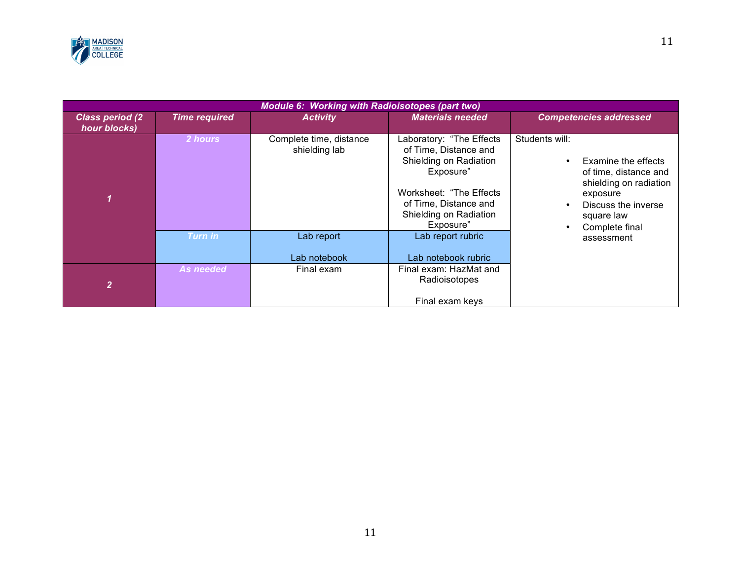| Module 6: Working with Radioisotopes (part two) | | | | |
|---|---|---|---|---|
| ***Class period (2 hour blocks)*** | ***Time required*** | ***Activity*** | ***Materials needed*** | ***Competencies addressed*** |
| ***1*** | ***2 hours*** | Complete time, distance shielding lab | Laboratory: "The Effects of Time, Distance and Shielding on Radiation Exposure"<br><br>Worksheet: "The Effects of Time, Distance and Shielding on Radiation Exposure" | Students will:<br>• Examine the effects of time, distance and shielding on radiation exposure<br>• Discuss the inverse square law<br>• Complete final assessment |
| | ***Turn in*** | Lab report<br><br>Lab notebook | Lab report rubric<br><br>Lab notebook rubric | |
| ***2*** | ***As needed*** | Final exam | Final exam: HazMat and Radioisotopes<br><br>Final exam keys | |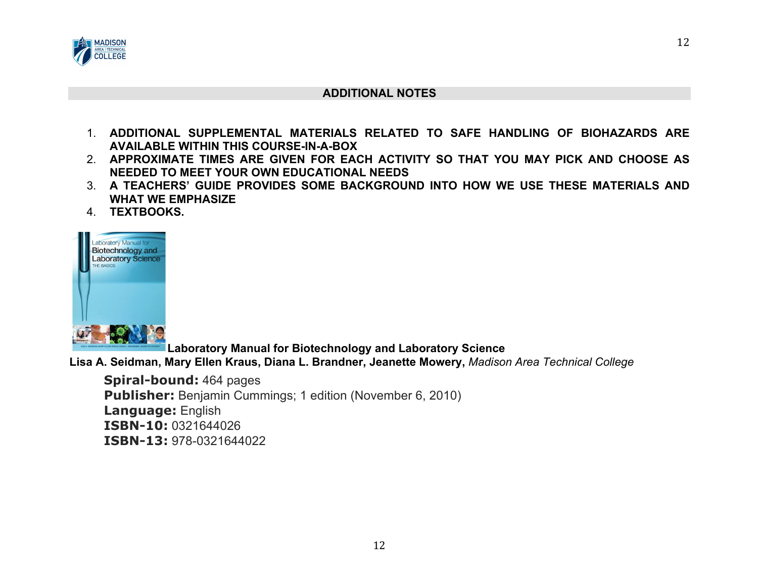## ADDITIONAL NOTES

1. **ADDITIONAL SUPPLEMENTAL MATERIALS RELATED TO SAFE HANDLING OF BIOHAZARDS ARE AVAILABLE WITHIN THIS COURSE-IN-A-BOX**
2. **APPROXIMATE TIMES ARE GIVEN FOR EACH ACTIVITY SO THAT YOU MAY PICK AND CHOOSE AS NEEDED TO MEET YOUR OWN EDUCATIONAL NEEDS**
3. **A TEACHERS' GUIDE PROVIDES SOME BACKGROUND INTO HOW WE USE THESE MATERIALS AND WHAT WE EMPHASIZE**
4. **TEXTBOOKS.**

**Laboratory Manual for Biotechnology and Laboratory Science**

**Lisa A. Seidman, Mary Ellen Kraus, Diana L. Brandner, Jeanette Mowery,** *Madison Area Technical College*

**Spiral-bound:** 464 pages
**Publisher:** Benjamin Cummings; 1 edition (November 6, 2010)
**Language:** English
**ISBN-10:** 0321644026
**ISBN-13:** 978-0321644022